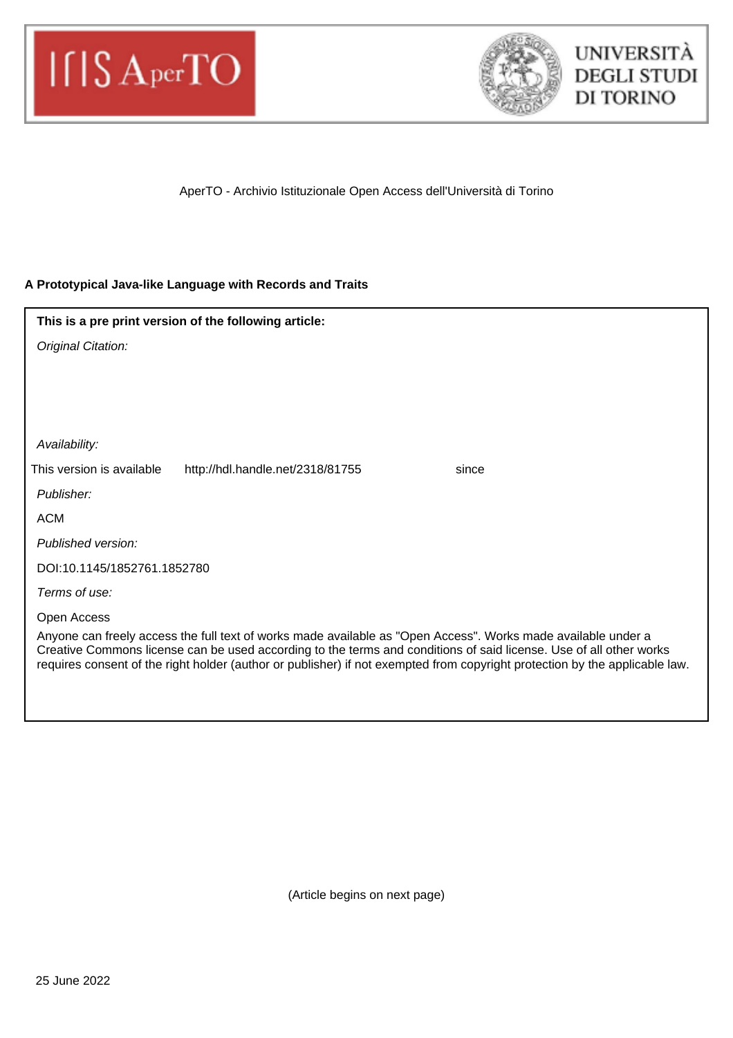IRIS AperTO

UNIVERSITÀ DEGLI STUDI DI TORINO

AperTO - Archivio Istituzionale Open Access dell'Università di Torino

**A Prototypical Java-like Language with Records and Traits**

**This is a pre print version of the following article:**

*Original Citation:*

*Availability:*

This version is available http://hdl.handle.net/2318/81755 since

*Publisher:*

ACM

*Published version:*

DOI:10.1145/1852761.1852780

*Terms of use:*

Open Access

Anyone can freely access the full text of works made available as "Open Access". Works made available under a Creative Commons license can be used according to the terms and conditions of said license. Use of all other works requires consent of the right holder (author or publisher) if not exempted from copyright protection by the applicable law.

(Article begins on next page)

25 June 2022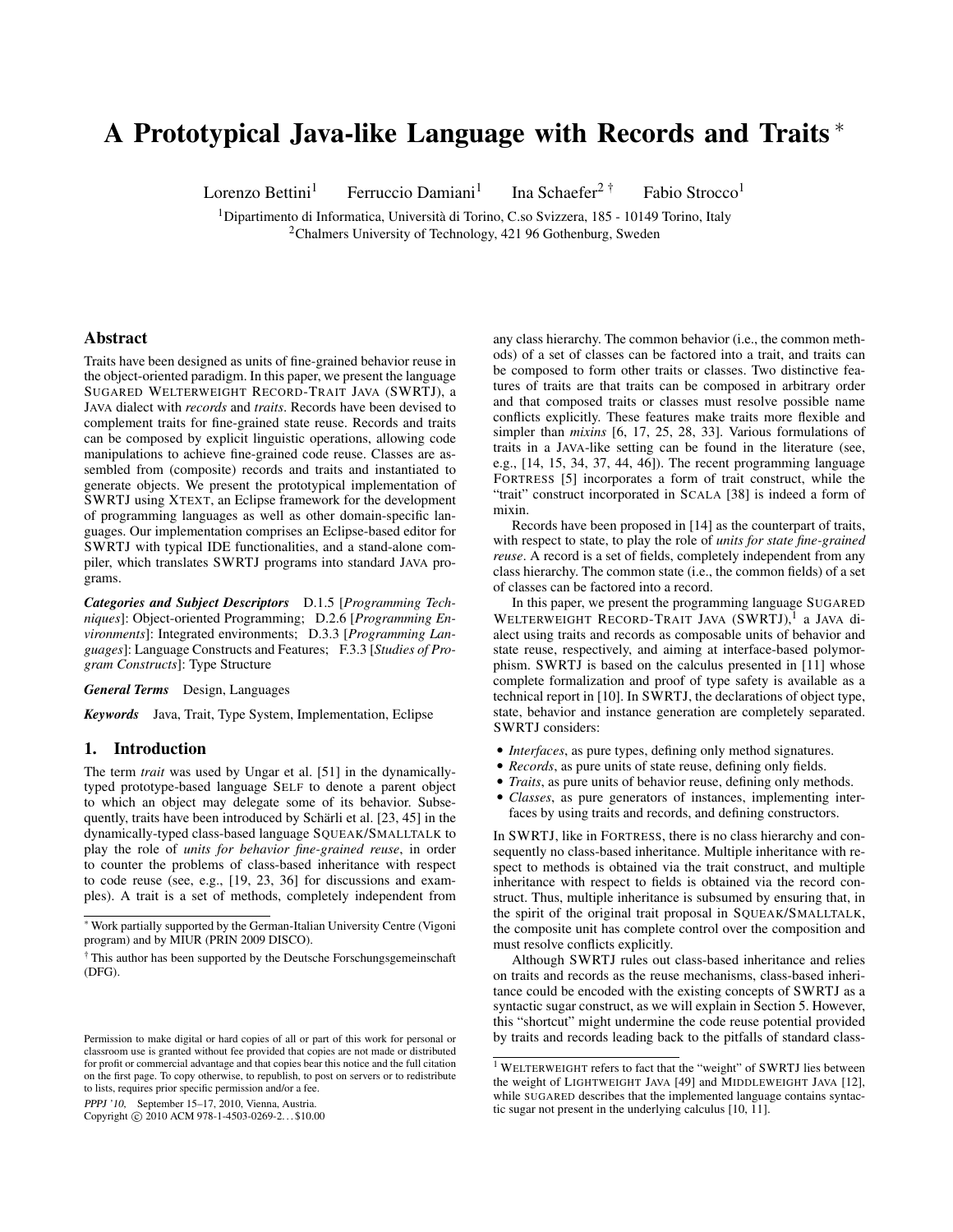# A Prototypical Java-like Language with Records and Traits *

Lorenzo Bettini[1] Ferruccio Damiani[1] Ina Schaefer[2 †] Fabio Strocco[1]

[1]Dipartimento di Informatica, Università di Torino, C.so Svizzera, 185 - 10149 Torino, Italy
[2]Chalmers University of Technology, 421 96 Gothenburg, Sweden

## Abstract

Traits have been designed as units of fine-grained behavior reuse in the object-oriented paradigm. In this paper, we present the language SUGARED WELTERWEIGHT RECORD-TRAIT JAVA (SWRTJ), a JAVA dialect with *records* and *traits*. Records have been devised to complement traits for fine-grained state reuse. Records and traits can be composed by explicit linguistic operations, allowing code manipulations to achieve fine-grained code reuse. Classes are assembled from (composite) records and traits and instantiated to generate objects. We present the prototypical implementation of SWRTJ using XTEXT, an Eclipse framework for the development of programming languages as well as other domain-specific languages. Our implementation comprises an Eclipse-based editor for SWRTJ with typical IDE functionalities, and a stand-alone compiler, which translates SWRTJ programs into standard JAVA programs.

***Categories and Subject Descriptors*** D.1.5 [*Programming Techniques*]: Object-oriented Programming; D.2.6 [*Programming Environments*]: Integrated environments; D.3.3 [*Programming Languages*]: Language Constructs and Features; F.3.3 [*Studies of Program Constructs*]: Type Structure

***General Terms*** Design, Languages

***Keywords*** Java, Trait, Type System, Implementation, Eclipse

## 1. Introduction

The term *trait* was used by Ungar et al. [51] in the dynamically-typed prototype-based language SELF to denote a parent object to which an object may delegate some of its behavior. Subsequently, traits have been introduced by Schärli et al. [23, 45] in the dynamically-typed class-based language SQUEAK/SMALLTALK to play the role of *units for behavior fine-grained reuse*, in order to counter the problems of class-based inheritance with respect to code reuse (see, e.g., [19, 23, 36] for discussions and examples). A trait is a set of methods, completely independent from any class hierarchy. The common behavior (i.e., the common methods) of a set of classes can be factored into a trait, and traits can be composed to form other traits or classes. Two distinctive features of traits are that traits can be composed in arbitrary order and that composed traits or classes must resolve possible name conflicts explicitly. These features make traits more flexible and simpler than *mixins* [6, 17, 25, 28, 33]. Various formulations of traits in a JAVA-like setting can be found in the literature (see, e.g., [14, 15, 34, 37, 44, 46]). The recent programming language FORTRESS [5] incorporates a form of trait construct, while the "trait" construct incorporated in SCALA [38] is indeed a form of mixin.

Records have been proposed in [14] as the counterpart of traits, with respect to state, to play the role of *units for state fine-grained reuse*. A record is a set of fields, completely independent from any class hierarchy. The common state (i.e., the common fields) of a set of classes can be factored into a record.

In this paper, we present the programming language SUGARED WELTERWEIGHT RECORD-TRAIT JAVA (SWRTJ),[1] a JAVA dialect using traits and records as composable units of behavior and state reuse, respectively, and aiming at interface-based polymorphism. SWRTJ is based on the calculus presented in [11] whose complete formalization and proof of type safety is available as a technical report in [10]. In SWRTJ, the declarations of object type, state, behavior and instance generation are completely separated. SWRTJ considers:

- *Interfaces*, as pure types, defining only method signatures.
- *Records*, as pure units of state reuse, defining only fields.
- *Traits*, as pure units of behavior reuse, defining only methods.
- *Classes*, as pure generators of instances, implementing interfaces by using traits and records, and defining constructors.

In SWRTJ, like in FORTRESS, there is no class hierarchy and consequently no class-based inheritance. Multiple inheritance with respect to methods is obtained via the trait construct, and multiple inheritance with respect to fields is obtained via the record construct. Thus, multiple inheritance is subsumed by ensuring that, in the spirit of the original trait proposal in SQUEAK/SMALLTALK, the composite unit has complete control over the composition and must resolve conflicts explicitly.

Although SWRTJ rules out class-based inheritance and relies on traits and records as the reuse mechanisms, class-based inheritance could be encoded with the existing concepts of SWRTJ as a syntactic sugar construct, as we will explain in Section 5. However, this "shortcut" might undermine the code reuse potential provided by traits and records leading back to the pitfalls of standard class-

---

* Work partially supported by the German-Italian University Centre (Vigoni program) and by MIUR (PRIN 2009 DISCO).

† This author has been supported by the Deutsche Forschungsgemeinschaft (DFG).

Permission to make digital or hard copies of all or part of this work for personal or classroom use is granted without fee provided that copies are not made or distributed for profit or commercial advantage and that copies bear this notice and the full citation on the first page. To copy otherwise, to republish, to post on servers or to redistribute to lists, requires prior specific permission and/or a fee.

*PPPJ '10,* September 15–17, 2010, Vienna, Austria.
Copyright © 2010 ACM 978-1-4503-0269-2…$10.00

[1] WELTERWEIGHT refers to fact that the "weight" of SWRTJ lies between the weight of LIGHTWEIGHT JAVA [49] and MIDDLEWEIGHT JAVA [12], while SUGARED describes that the implemented language contains syntactic sugar not present in the underlying calculus [10, 11].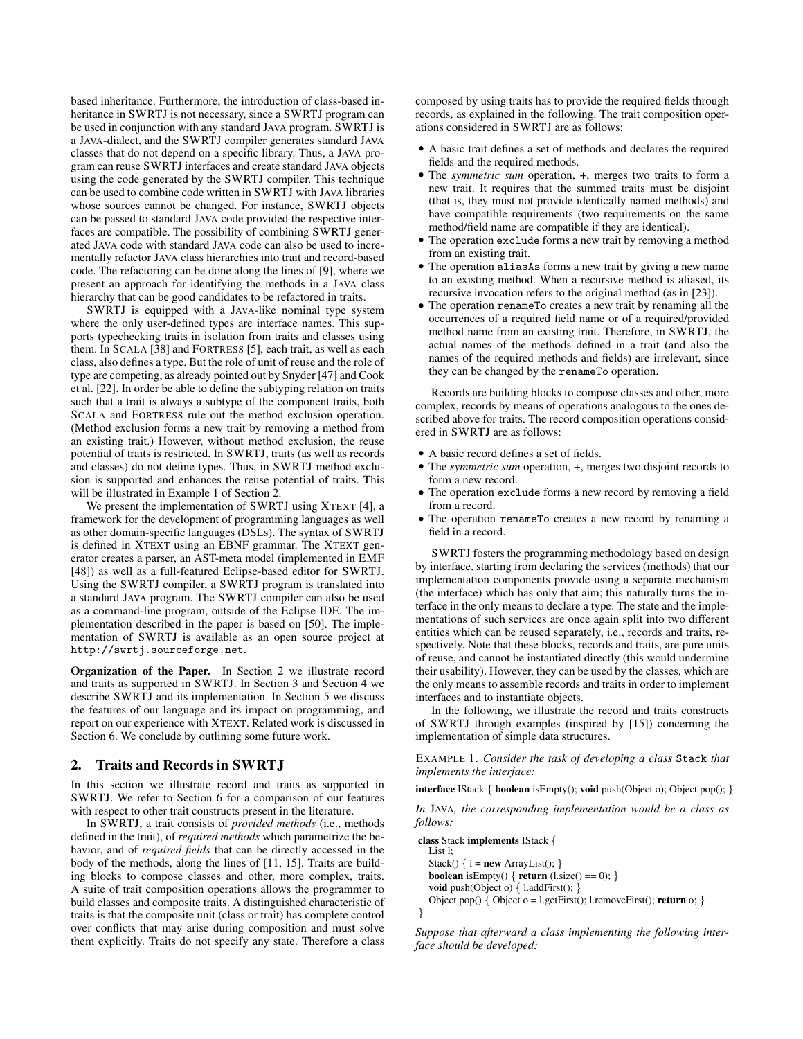based inheritance. Furthermore, the introduction of class-based inheritance in SWRTJ is not necessary, since a SWRTJ program can be used in conjunction with any standard JAVA program. SWRTJ is a JAVA-dialect, and the SWRTJ compiler generates standard JAVA classes that do not depend on a specific library. Thus, a JAVA program can reuse SWRTJ interfaces and create standard JAVA objects using the code generated by the SWRTJ compiler. This technique can be used to combine code written in SWRTJ with JAVA libraries whose sources cannot be changed. For instance, SWRTJ objects can be passed to standard JAVA code provided the respective interfaces are compatible. The possibility of combining SWRTJ generated JAVA code with standard JAVA code can also be used to incrementally refactor JAVA class hierarchies into trait and record-based code. The refactoring can be done along the lines of [9], where we present an approach for identifying the methods in a JAVA class hierarchy that can be good candidates to be refactored in traits.

SWRTJ is equipped with a JAVA-like nominal type system where the only user-defined types are interface names. This supports typechecking traits in isolation from traits and classes using them. In SCALA [38] and FORTRESS [5], each trait, as well as each class, also defines a type. But the role of unit of reuse and the role of type are competing, as already pointed out by Snyder [47] and Cook et al. [22]. In order be able to define the subtyping relation on traits such that a trait is always a subtype of the component traits, both SCALA and FORTRESS rule out the method exclusion operation. (Method exclusion forms a new trait by removing a method from an existing trait.) However, without method exclusion, the reuse potential of traits is restricted. In SWRTJ, traits (as well as records and classes) do not define types. Thus, in SWRTJ method exclusion is supported and enhances the reuse potential of traits. This will be illustrated in Example 1 of Section 2.

We present the implementation of SWRTJ using XTEXT [4], a framework for the development of programming languages as well as other domain-specific languages (DSLs). The syntax of SWRTJ is defined in XTEXT using an EBNF grammar. The XTEXT generator creates a parser, an AST-meta model (implemented in EMF [48]) as well as a full-featured Eclipse-based editor for SWRTJ. Using the SWRTJ compiler, a SWRTJ program is translated into a standard JAVA program. The SWRTJ compiler can also be used as a command-line program, outside of the Eclipse IDE. The implementation described in the paper is based on [50]. The implementation of SWRTJ is available as an open source project at `http://swrtj.sourceforge.net`.

**Organization of the Paper.** In Section 2 we illustrate record and traits as supported in SWRTJ. In Section 3 and Section 4 we describe SWRTJ and its implementation. In Section 5 we discuss the features of our language and its impact on programming, and report on our experience with XTEXT. Related work is discussed in Section 6. We conclude by outlining some future work.

## 2. Traits and Records in SWRTJ

In this section we illustrate record and traits as supported in SWRTJ. We refer to Section 6 for a comparison of our features with respect to other trait constructs present in the literature.

In SWRTJ, a trait consists of *provided methods* (i.e., methods defined in the trait), of *required methods* which parametrize the behavior, and of *required fields* that can be directly accessed in the body of the methods, along the lines of [11, 15]. Traits are building blocks to compose classes and other, more complex, traits. A suite of trait composition operations allows the programmer to build classes and composite traits. A distinguished characteristic of traits is that the composite unit (class or trait) has complete control over conflicts that may arise during composition and must solve them explicitly. Traits do not specify any state. Therefore a class composed by using traits has to provide the required fields through records, as explained in the following. The trait composition operations considered in SWRTJ are as follows:

- A basic trait defines a set of methods and declares the required fields and the required methods.
- The *symmetric sum* operation, `+`, merges two traits to form a new trait. It requires that the summed traits must be disjoint (that is, they must not provide identically named methods) and have compatible requirements (two requirements on the same method/field name are compatible if they are identical).
- The operation `exclude` forms a new trait by removing a method from an existing trait.
- The operation `aliasAs` forms a new trait by giving a new name to an existing method. When a recursive method is aliased, its recursive invocation refers to the original method (as in [23]).
- The operation `renameTo` creates a new trait by renaming all the occurrences of a required field name or of a required/provided method name from an existing trait. Therefore, in SWRTJ, the actual names of the methods defined in a trait (and also the names of the required methods and fields) are irrelevant, since they can be changed by the `renameTo` operation.

Records are building blocks to compose classes and other, more complex, records by means of operations analogous to the ones described above for traits. The record composition operations considered in SWRTJ are as follows:

- A basic record defines a set of fields.
- The *symmetric sum* operation, `+`, merges two disjoint records to form a new record.
- The operation `exclude` forms a new record by removing a field from a record.
- The operation `renameTo` creates a new record by renaming a field in a record.

SWRTJ fosters the programming methodology based on design by interface, starting from declaring the services (methods) that our implementation components provide using a separate mechanism (the interface) which has only that aim; this naturally turns the interface in the only means to declare a type. The state and the implementations of such services are once again split into two different entities which can be reused separately, i.e., records and traits, respectively. Note that these blocks, records and traits, are pure units of reuse, and cannot be instantiated directly (this would undermine their usability). However, they can be used by the classes, which are the only means to assemble records and traits in order to implement interfaces and to instantiate objects.

In the following, we illustrate the record and traits constructs of SWRTJ through examples (inspired by [15]) concerning the implementation of simple data structures.

EXAMPLE 1. *Consider the task of developing a class* `Stack` *that implements the interface:*

```
interface IStack { boolean isEmpty(); void push(Object o); Object pop(); }
```

*In* JAVA, *the corresponding implementation would be a class as follows:*

```
class Stack implements IStack {
  List l;
  Stack() { l = new ArrayList(); }
  boolean isEmpty() { return (l.size() == 0); }
  void push(Object o) { l.addFirst(); }
  Object pop() { Object o = l.getFirst(); l.removeFirst(); return o; }
}
```

*Suppose that afterward a class implementing the following interface should be developed:*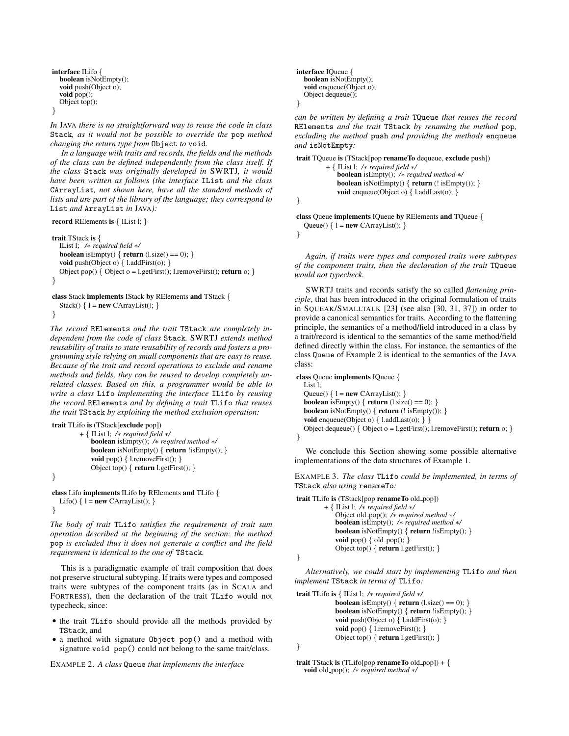```
interface ILifo {
   boolean isNotEmpty();
   void push(Object o);
   void pop();
   Object top();
}
```

*In* JAVA *there is no straightforward way to reuse the code in class* `Stack`*, as it would not be possible to override the* `pop` *method changing the return type from* `Object` *to* `void`*.*

*In a language with traits and records, the fields and the methods of the class can be defined independently from the class itself. If the class* `Stack` *was originally developed in* SWRTJ*, it would have been written as follows (the interface* `IList` *and the class* `CArrayList`*, not shown here, have all the standard methods of lists and are part of the library of the language; they correspond to* `List` *and* `ArrayList` *in* JAVA*):*

```
record RElements is { IList l; }

trait TStack is {
   IList l;  /* required field */
   boolean isEmpty() { return (l.size() == 0); }
   void push(Object o) { l.addFirst(o); }
   Object pop() { Object o = l.getFirst(); l.removeFirst(); return o; }
}

class Stack implements IStack by RElements and TStack {
   Stack() { l = new CArrayList(); }
}
```

*The record* `RElements` *and the trait* `TStack` *are completely independent from the code of class* `Stack`*.* SWRTJ *extends method reusability of traits to state reusability of records and fosters a programming style relying on small components that are easy to reuse. Because of the trait and record operations to exclude and rename methods and fields, they can be reused to develop completely unrelated classes. Based on this, a programmer would be able to write a class* `Lifo` *implementing the interface* `ILifo` *by reusing the record* `RElements` *and by defining a trait* `TLifo` *that reuses the trait* `TStack` *by exploiting the method exclusion operation:*

```
trait TLifo is (TStack[exclude pop])
         + { IList l;  /* required field */
             boolean isEmpty();  /* required method */
             boolean isNotEmpty() { return !isEmpty(); }
             void pop() { l.removeFirst(); }
             Object top() { return l.getFirst(); }
}

class Lifo implements ILifo by RElements and TLifo {
   Lifo() { l = new CArrayList(); }
}
```

*The body of trait* `TLifo` *satisfies the requirements of trait sum operation described at the beginning of the section: the method* `pop` *is excluded thus it does not generate a conflict and the field requirement is identical to the one of* `TStack`*.*

This is a paradigmatic example of trait composition that does not preserve structural subtyping. If traits were types and composed traits were subtypes of the component traits (as in SCALA and FORTRESS), then the declaration of the trait `TLifo` would not typecheck, since:

- the trait `TLifo` should provide all the methods provided by `TStack`, and
- a method with signature `Object pop()` and a method with signature `void pop()` could not belong to the same trait/class.

EXAMPLE 2. *A class* `Queue` *that implements the interface*

```
interface IQueue {
   boolean isNotEmpty();
   void enqueue(Object o);
   Object dequeue();
}
```

*can be written by defining a trait* `TQueue` *that reuses the record* `RElements` *and the trait* `TStack` *by renaming the method* `pop`*, excluding the method* `push` *and providing the methods* `enqueue` *and* `isNotEmpty`*:*

```
trait TQueue is (TStack[pop renameTo dequeue, exclude push])
         + { IList l;  /* required field */
             boolean isEmpty();  /* required method */
             boolean isNotEmpty() { return (! isEmpty()); }
             void enqueue(Object o) { l.addLast(o); }
}

class Queue implements IQueue by RElements and TQueue {
   Queue() { l = new CArrayList(); }
}
```

*Again, if traits were types and composed traits were subtypes of the component traits, then the declaration of the trait* `TQueue` *would not typecheck.*

SWRTJ traits and records satisfy the so called *flattening principle*, that has been introduced in the original formulation of traits in SQUEAK/SMALLTALK [23] (see also [30, 31, 37]) in order to provide a canonical semantics for traits. According to the flattening principle, the semantics of a method/field introduced in a class by a trait/record is identical to the semantics of the same method/field defined directly within the class. For instance, the semantics of the class `Queue` of Example 2 is identical to the semantics of the JAVA class:

```
class Queue implements IQueue {
   List l;
   Queue() { l = new CArrayList(); }
   boolean isEmpty() { return (l.size() == 0); }
   boolean isNotEmpty() { return (! isEmpty()); }
   void enqueue(Object o) { l.addLast(o); } }
   Object dequeue() { Object o = l.getFirst(); l.removeFirst(); return o; }
}
```

We conclude this Section showing some possible alternative implementations of the data structures of Example 1.

EXAMPLE 3. *The class* `TLifo` *could be implemented, in terms of* `TStack` *also using* `renameTo`*:*

```
trait TLifo is (TStack[pop renameTo old_pop])
         + { IList l;  /* required field */
             Object old_pop();  /* required method */
             boolean isEmpty();  /* required method */
             boolean isNotEmpty() { return !isEmpty(); }
             void pop() { old_pop(); }
             Object top() { return l.getFirst(); }
}
```

*Alternatively, we could start by implementing* `TLifo` *and then implement* `TStack` *in terms of* `TLifo`*:*

```
trait TLifo is { IList l;  /* required field */
             boolean isEmpty() { return (l.size() == 0); }
             boolean isNotEmpty() { return !isEmpty(); }
             void push(Object o) { l.addFirst(o); }
             void pop() { l.removeFirst(); }
             Object top() { return l.getFirst(); }
}

trait TStack is (TLifo[pop renameTo old_pop]) + {
   void old_pop();  /* required method */
```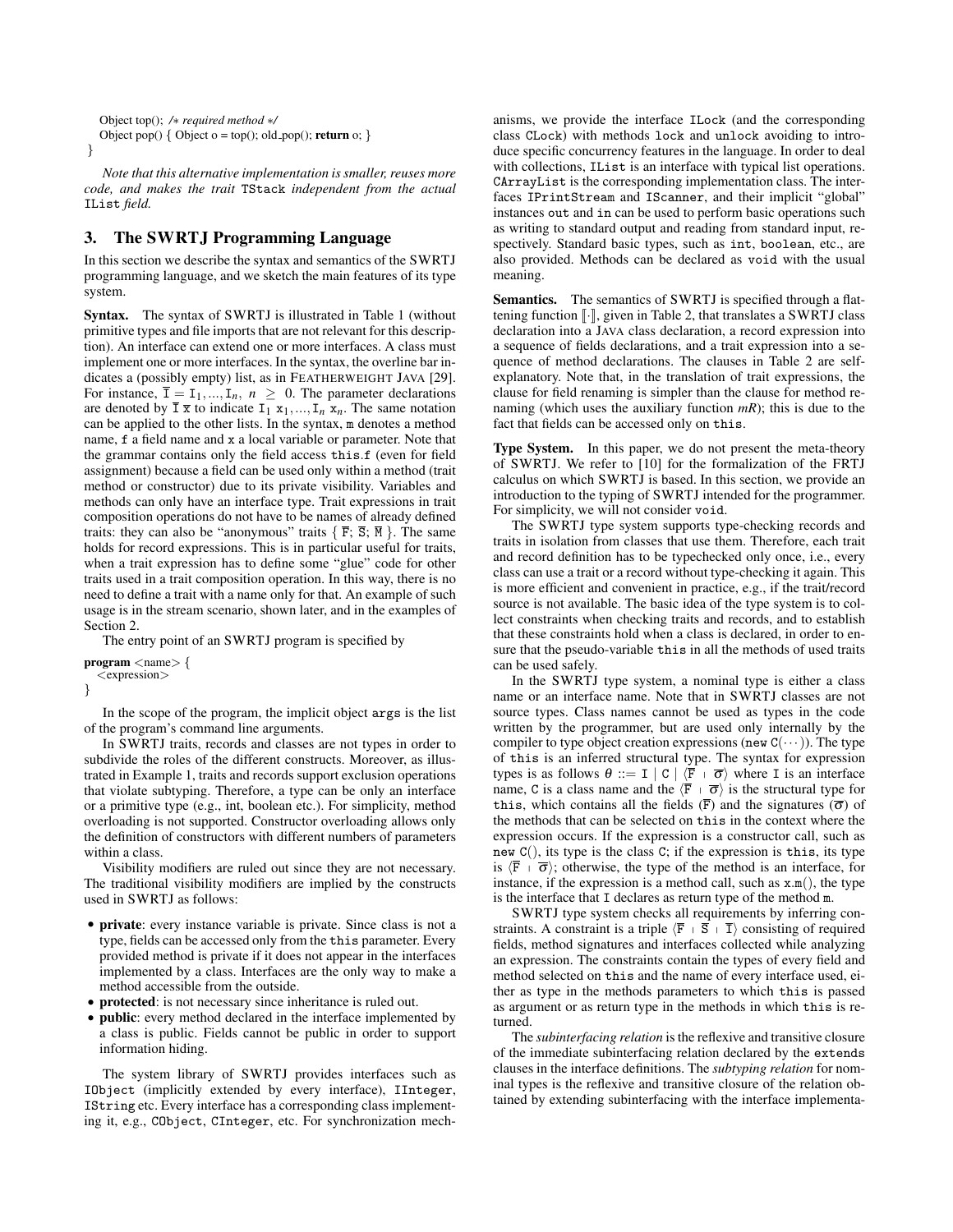```
    Object top(); /* required method */
    Object pop() { Object o = top(); old_pop(); return o; }
}
```

*Note that this alternative implementation is smaller, reuses more code, and makes the trait* `TStack` *independent from the actual* `IList` *field.*

## 3. The SWRTJ Programming Language

In this section we describe the syntax and semantics of the SWRTJ programming language, and we sketch the main features of its type system.

**Syntax.** The syntax of SWRTJ is illustrated in Table 1 (without primitive types and file imports that are not relevant for this description). An interface can extend one or more interfaces. A class must implement one or more interfaces. In the syntax, the overline bar indicates a (possibly empty) list, as in FEATHERWEIGHT JAVA [29]. For instance, $\overline{\mathtt{I}} = \mathtt{I}_1, ..., \mathtt{I}_n,\ n \geq 0$. The parameter declarations are denoted by $\overline{\mathtt{I}}\ \overline{\mathtt{x}}$ to indicate $\mathtt{I}_1\ \mathtt{x}_1, ..., \mathtt{I}_n\ \mathtt{x}_n$. The same notation can be applied to the other lists. In the syntax, `m` denotes a method name, `f` a field name and `x` a local variable or parameter. Note that the grammar contains only the field access `this.f` (even for field assignment) because a field can be used only within a method (trait method or constructor) due to its private visibility. Variables and methods can only have an interface type. Trait expressions in trait composition operations do not have to be names of already defined traits: they can also be "anonymous" traits $\{\ \overline{\mathtt{F}};\ \overline{\mathtt{S}};\ \overline{\mathtt{M}}\ \}$. The same holds for record expressions. This is in particular useful for traits, when a trait expression has to define some "glue" code for other traits used in a trait composition operation. In this way, there is no need to define a trait with a name only for that. An example of such usage is in the stream scenario, shown later, and in the examples of Section 2.

The entry point of an SWRTJ program is specified by

```
program <name> {
    <expression>
}
```

In the scope of the program, the implicit object `args` is the list of the program's command line arguments.

In SWRTJ traits, records and classes are not types in order to subdivide the roles of the different constructs. Moreover, as illustrated in Example 1, traits and records support exclusion operations that violate subtyping. Therefore, a type can be only an interface or a primitive type (e.g., int, boolean etc.). For simplicity, method overloading is not supported. Constructor overloading allows only the definition of constructors with different numbers of parameters within a class.

Visibility modifiers are ruled out since they are not necessary. The traditional visibility modifiers are implied by the constructs used in SWRTJ as follows:

- **private**: every instance variable is private. Since class is not a type, fields can be accessed only from the `this` parameter. Every provided method is private if it does not appear in the interfaces implemented by a class. Interfaces are the only way to make a method accessible from the outside.
- **protected**: is not necessary since inheritance is ruled out.
- **public**: every method declared in the interface implemented by a class is public. Fields cannot be public in order to support information hiding.

The system library of SWRTJ provides interfaces such as `IObject` (implicitly extended by every interface), `IInteger`, `IString` etc. Every interface has a corresponding class implementing it, e.g., `CObject`, `CInteger`, etc. For synchronization mechanisms, we provide the interface `ILock` (and the corresponding class `CLock`) with methods `lock` and `unlock` avoiding to introduce specific concurrency features in the language. In order to deal with collections, `IList` is an interface with typical list operations. `CArrayList` is the corresponding implementation class. The interfaces `IPrintStream` and `IScanner`, and their implicit "global" instances `out` and `in` can be used to perform basic operations such as writing to standard output and reading from standard input, respectively. Standard basic types, such as `int`, `boolean`, etc., are also provided. Methods can be declared as `void` with the usual meaning.

**Semantics.** The semantics of SWRTJ is specified through a flattening function $[\![\cdot]\!]$, given in Table 2, that translates a SWRTJ class declaration into a JAVA class declaration, a record expression into a sequence of fields declarations, and a trait expression into a sequence of method declarations. The clauses in Table 2 are self-explanatory. Note that, in the translation of trait expressions, the clause for field renaming is simpler than the clause for method renaming (which uses the auxiliary function *mR*); this is due to the fact that fields can be accessed only on `this`.

**Type System.** In this paper, we do not present the meta-theory of SWRTJ. We refer to [10] for the formalization of the FRTJ calculus on which SWRTJ is based. In this section, we provide an introduction to the typing of SWRTJ intended for the programmer. For simplicity, we will not consider `void`.

The SWRTJ type system supports type-checking records and traits in isolation from classes that use them. Therefore, each trait and record definition has to be typechecked only once, i.e., every class can use a trait or a record without type-checking it again. This is more efficient and convenient in practice, e.g., if the trait/record source is not available. The basic idea of the type system is to collect constraints when checking traits and records, and to establish that these constraints hold when a class is declared, in order to ensure that the pseudo-variable `this` in all the methods of used traits can be used safely.

In the SWRTJ type system, a nominal type is either a class name or an interface name. Note that in SWRTJ classes are not source types. Class names cannot be used as types in the code written by the programmer, but are used only internally by the compiler to type object creation expressions (`new C(···)`). The type of `this` is an inferred structural type. The syntax for expression types is as follows $\theta ::= \mathtt{I} \mid \mathtt{C} \mid \langle \overline{\mathtt{F}} \mid \overline{\sigma} \rangle$ where `I` is an interface name, `C` is a class name and the $\langle \overline{\mathtt{F}} \mid \overline{\sigma} \rangle$ is the structural type for `this`, which contains all the fields ($\overline{\mathtt{F}}$) and the signatures ($\overline{\sigma}$) of the methods that can be selected on `this` in the context where the expression occurs. If the expression is a constructor call, such as `new C()`, its type is the class `C`; if the expression is `this`, its type is $\langle \overline{\mathtt{F}} \mid \overline{\sigma} \rangle$; otherwise, the type of the method is an interface, for instance, if the expression is a method call, such as `x.m()`, the type is the interface that `I` declares as return type of the method `m`.

SWRTJ type system checks all requirements by inferring constraints. A constraint is a triple $\langle \overline{\mathtt{F}} \mid \overline{\mathtt{S}} \mid \overline{\mathtt{I}} \rangle$ consisting of required fields, method signatures and interfaces collected while analyzing an expression. The constraints contain the types of every field and method selected on `this` and the name of every interface used, either as type in the methods parameters to which `this` is passed as argument or as return type in the methods in which `this` is returned.

The *subinterfacing relation* is the reflexive and transitive closure of the immediate subinterfacing relation declared by the `extends` clauses in the interface definitions. The *subtyping relation* for nominal types is the reflexive and transitive closure of the relation obtained by extending subinterfacing with the interface implementa-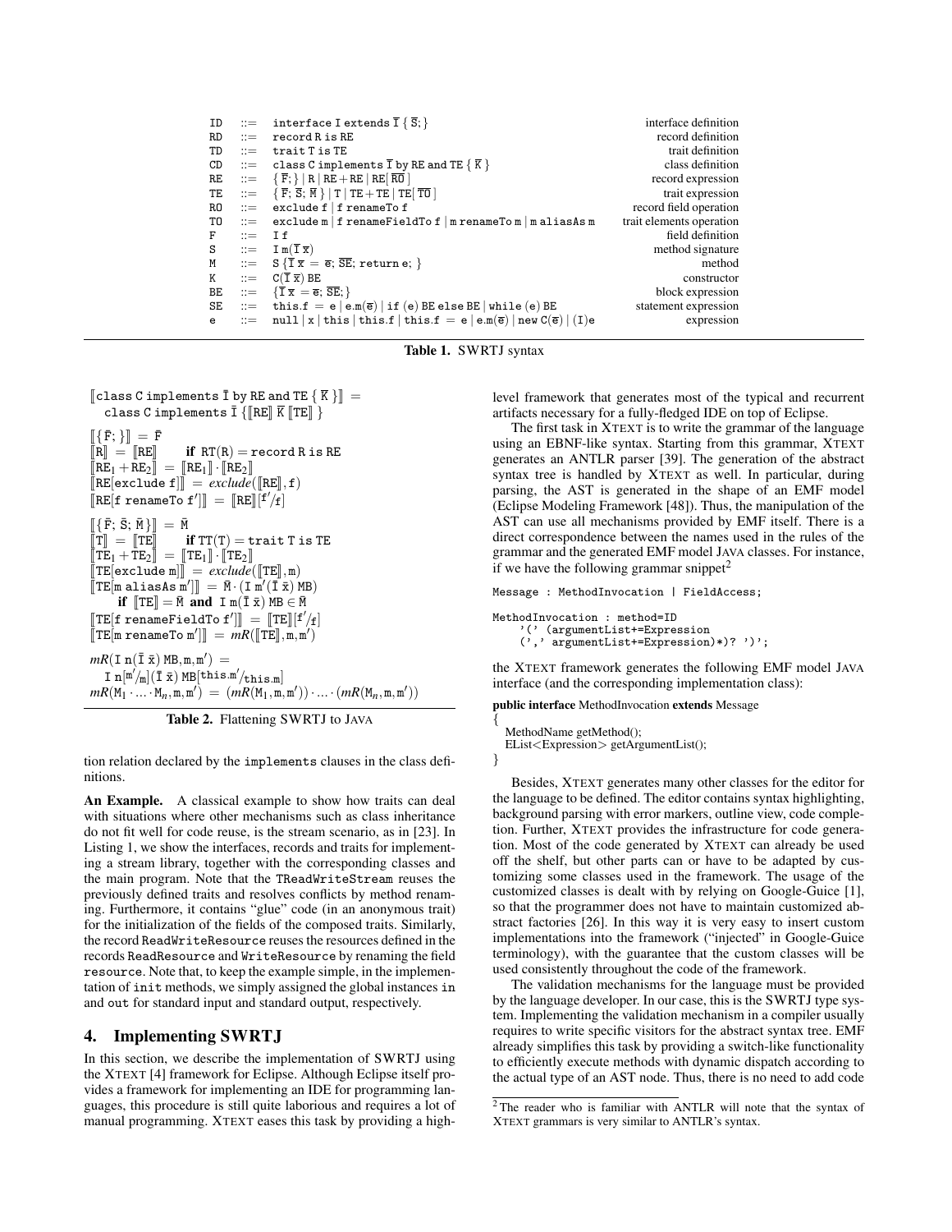| | | | |
|---|---|---|---|
| ID | ::= | interface I extends $\bar{I}$ { $\bar{S}$; } | interface definition |
| RD | ::= | record R is RE | record definition |
| TD | ::= | trait T is TE | trait definition |
| CD | ::= | class C implements $\bar{I}$ by RE and TE { $\bar{K}$ } | class definition |
| RE | ::= | { $\bar{F}$; } \| R \| RE + RE \| RE[ $\overline{RO}$ ] | record expression |
| TE | ::= | { $\bar{F}$; $\bar{S}$; $\bar{M}$ } \| T \| TE + TE \| TE[ $\overline{TO}$ ] | trait expression |
| RO | ::= | exclude f \| f renameTo f | record field operation |
| TO | ::= | exclude m \| f renameFieldTo f \| m renameTo m \| m aliasAs m | trait elements operation |
| F | ::= | I f | field definition |
| S | ::= | I m($\bar{I}$ $\bar{x}$) | method signature |
| M | ::= | S { $\bar{I}$ $\bar{x}$ = $\bar{e}$; $\overline{SE}$; return e; } | method |
| K | ::= | C($\bar{I}$ $\bar{x}$) BE | constructor |
| BE | ::= | { $\bar{I}$ $\bar{x}$ = $\bar{e}$; $\overline{SE}$; } | block expression |
| SE | ::= | this.f = e \| e.m($\bar{e}$) \| if (e) BE else BE \| while (e) BE | statement expression |
| e | ::= | null \| x \| this \| this.f \| this.f = e \| e.m($\bar{e}$) \| new C($\bar{e}$) \| (I)e | expression |

**Table 1.** SWRTJ syntax

$$[\![\texttt{class C implements } \bar{\texttt{I}} \texttt{ by RE and TE } \{ \bar{\texttt{K}} \}]\!] = \texttt{class C implements } \bar{\texttt{I}} \; \{[\![\texttt{RE}]\!] \; \bar{\texttt{K}} \; [\![\texttt{TE}]\!] \; \}$$

$$[\![\{ \bar{\texttt{F}}; \}]\!] = \bar{\texttt{F}}$$
$$[\![\texttt{R}]\!] = [\![\texttt{RE}]\!] \quad \textbf{if } RT(\texttt{R}) = \texttt{record R is RE}$$
$$[\![\texttt{RE}_1 + \texttt{RE}_2]\!] = [\![\texttt{RE}_1]\!] \cdot [\![\texttt{RE}_2]\!]$$
$$[\![\texttt{RE[exclude f]}]\!] = \textit{exclude}([\![\texttt{RE}]\!], \texttt{f})$$
$$[\![\texttt{RE[f renameTo f}']]\!] = [\![\texttt{RE}]\!][^{\texttt{f}'}/_{\texttt{f}}]$$

$$[\![\{ \bar{\texttt{F}}; \bar{\texttt{S}}; \bar{\texttt{M}} \}]\!] = \bar{\texttt{M}}$$
$$[\![\texttt{T}]\!] = [\![\texttt{TE}]\!] \quad \textbf{if } TT(\texttt{T}) = \texttt{trait T is TE}$$
$$[\![\texttt{TE}_1 + \texttt{TE}_2]\!] = [\![\texttt{TE}_1]\!] \cdot [\![\texttt{TE}_2]\!]$$
$$[\![\texttt{TE[exclude m]}]\!] = \textit{exclude}([\![\texttt{TE}]\!], \texttt{m})$$
$$[\![\texttt{TE[m aliasAs m}']]\!] = \bar{\texttt{M}} \cdot (\texttt{I m}'(\bar{\texttt{I}} \; \bar{\texttt{x}}) \; \texttt{MB}) \quad \textbf{if } [\![\texttt{TE}]\!] = \bar{\texttt{M}} \textbf{ and } \texttt{I m}(\bar{\texttt{I}} \; \bar{\texttt{x}}) \; \texttt{MB} \in \bar{\texttt{M}}$$
$$[\![\texttt{TE[f renameFieldTo f}']]\!] = [\![\texttt{TE}]\!][^{\texttt{f}'}/_{\texttt{f}}]$$
$$[\![\texttt{TE[m renameTo m}']]\!] = \textit{mR}([\![\texttt{TE}]\!], \texttt{m}, \texttt{m}')$$

$$\textit{mR}(\texttt{I n}(\bar{\texttt{I}} \; \bar{\texttt{x}}) \; \texttt{MB}, \texttt{m}, \texttt{m}') = \texttt{I n}[^{\texttt{m}'}/_{\texttt{m}}](\bar{\texttt{I}} \; \bar{\texttt{x}}) \; \texttt{MB}[^{\texttt{this.m}'}/_{\texttt{this.m}}]$$
$$\textit{mR}(\texttt{M}_1 \cdot \ldots \cdot \texttt{M}_n, \texttt{m}, \texttt{m}') = (\textit{mR}(\texttt{M}_1, \texttt{m}, \texttt{m}')) \cdot \ldots \cdot (\textit{mR}(\texttt{M}_n, \texttt{m}, \texttt{m}'))$$

**Table 2.** Flattening SWRTJ to JAVA

tion relation declared by the implements clauses in the class definitions.

**An Example.** A classical example to show how traits can deal with situations where other mechanisms such as class inheritance do not fit well for code reuse, is the stream scenario, as in [23]. In Listing 1, we show the interfaces, records and traits for implementing a stream library, together with the corresponding classes and the main program. Note that the TReadWriteStream reuses the previously defined traits and resolves conflicts by method renaming. Furthermore, it contains "glue" code (in an anonymous trait) for the initialization of the fields of the composed traits. Similarly, the record ReadWriteResource reuses the resources defined in the records ReadResource and WriteResource by renaming the field resource. Note that, to keep the example simple, in the implementation of init methods, we simply assigned the global instances in and out for standard input and standard output, respectively.

## 4. Implementing SWRTJ

In this section, we describe the implementation of SWRTJ using the XTEXT [4] framework for Eclipse. Although Eclipse itself provides a framework for implementing an IDE for programming languages, this procedure is still quite laborious and requires a lot of manual programming. XTEXT eases this task by providing a high-level framework that generates most of the typical and recurrent artifacts necessary for a fully-fledged IDE on top of Eclipse.

The first task in XTEXT is to write the grammar of the language using an EBNF-like syntax. Starting from this grammar, XTEXT generates an ANTLR parser [39]. The generation of the abstract syntax tree is handled by XTEXT as well. In particular, during parsing, the AST is generated in the shape of an EMF model (Eclipse Modeling Framework [48]). Thus, the manipulation of the AST can use all mechanisms provided by EMF itself. There is a direct correspondence between the names used in the rules of the grammar and the generated EMF model JAVA classes. For instance, if we have the following grammar snippet[2]

```
Message : MethodInvocation | FieldAccess;

MethodInvocation : method=ID
    '(' (argumentList+=Expression
    (',' argumentList+=Expression)*)? ')';
```

the XTEXT framework generates the following EMF model JAVA interface (and the corresponding implementation class):

```
public interface MethodInvocation extends Message
{
  MethodName getMethod();
  EList<Expression> getArgumentList();
}
```

Besides, XTEXT generates many other classes for the editor for the language to be defined. The editor contains syntax highlighting, background parsing with error markers, outline view, code completion. Further, XTEXT provides the infrastructure for code generation. Most of the code generated by XTEXT can already be used off the shelf, but other parts can or have to be adapted by customizing some classes used in the framework. The usage of the customized classes is dealt with by relying on Google-Guice [1], so that the programmer does not have to maintain customized abstract factories [26]. In this way it is very easy to insert custom implementations into the framework ("injected" in Google-Guice terminology), with the guarantee that the custom classes will be used consistently throughout the code of the framework.

The validation mechanisms for the language must be provided by the language developer. In our case, this is the SWRTJ type system. Implementing the validation mechanism in a compiler usually requires to write specific visitors for the abstract syntax tree. EMF already simplifies this task by providing a switch-like functionality to efficiently execute methods with dynamic dispatch according to the actual type of an AST node. Thus, there is no need to add code

[2] The reader who is familiar with ANTLR will note that the syntax of XTEXT grammars is very similar to ANTLR's syntax.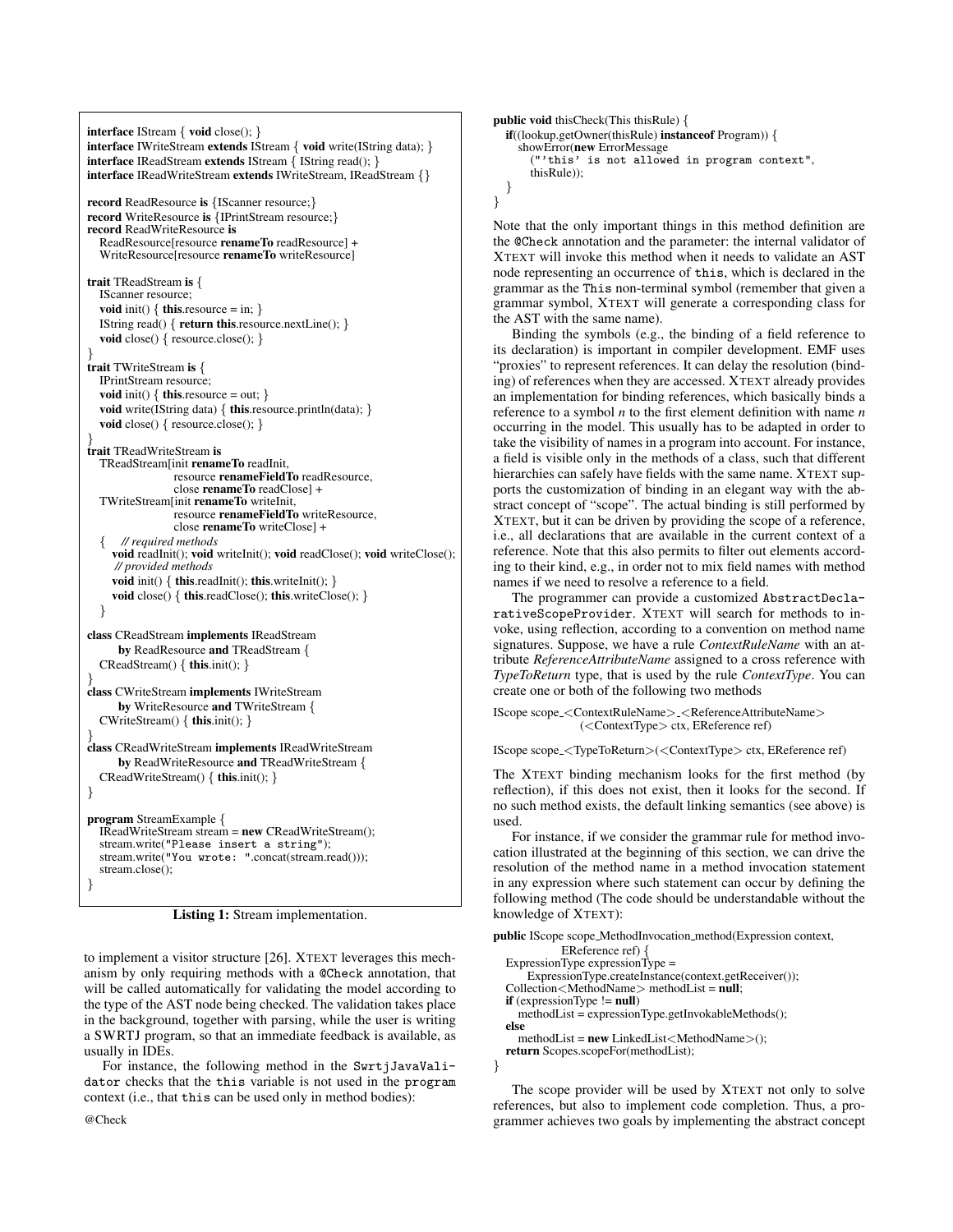```
interface IStream { void close(); }
interface IWriteStream extends IStream { void write(IString data); }
interface IReadStream extends IStream { IString read(); }
interface IReadWriteStream extends IWriteStream, IReadStream {}

record ReadResource is {IScanner resource;}
record WriteResource is {IPrintStream resource;}
record ReadWriteResource is
  ReadResource[resource renameTo readResource] +
  WriteResource[resource renameTo writeResource]

trait TReadStream is {
  IScanner resource;
  void init() { this.resource = in; }
  IString read() { return this.resource.nextLine(); }
  void close() { resource.close(); }
}
trait TWriteStream is {
  IPrintStream resource;
  void init() { this.resource = out; }
  void write(IString data) { this.resource.println(data); }
  void close() { resource.close(); }
}
trait TReadWriteStream is
  TReadStream[init renameTo readInit,
              resource renameFieldTo readResource,
              close renameTo readClose] +
  TWriteStream[init renameTo writeInit,
              resource renameFieldTo writeResource,
              close renameTo writeClose] +
  {   // required methods
    void readInit(); void writeInit(); void readClose(); void writeClose();
    // provided methods
    void init() { this.readInit(); this.writeInit(); }
    void close() { this.readClose(); this.writeClose(); }
  }

class CReadStream implements IReadStream
    by ReadResource and TReadStream {
  CReadStream() { this.init(); }
}
class CWriteStream implements IWriteStream
    by WriteResource and TWriteStream {
  CWriteStream() { this.init(); }
}
class CReadWriteStream implements IReadWriteStream
    by ReadWriteResource and TReadWriteStream {
  CReadWriteStream() { this.init(); }
}

program StreamExample {
  IReadWriteStream stream = new CReadWriteStream();
  stream.write("Please insert a string");
  stream.write("You wrote: ".concat(stream.read()));
  stream.close();
}
```

**Listing 1:** Stream implementation.

to implement a visitor structure [26]. XTEXT leverages this mechanism by only requiring methods with a `@Check` annotation, that will be called automatically for validating the model according to the type of the AST node being checked. The validation takes place in the background, together with parsing, while the user is writing a SWRTJ program, so that an immediate feedback is available, as usually in IDEs.

For instance, the following method in the `SwrtjJavaValidator` checks that the `this` variable is not used in the `program` context (i.e., that `this` can be used only in method bodies):

```
@Check
public void thisCheck(This thisRule) {
  if((lookup.getOwner(thisRule) instanceof Program)) {
    showError(new ErrorMessage
      ("'this' is not allowed in program context",
      thisRule));
  }
}
```

Note that the only important things in this method definition are the `@Check` annotation and the parameter: the internal validator of XTEXT will invoke this method when it needs to validate an AST node representing an occurrence of `this`, which is declared in the grammar as the `This` non-terminal symbol (remember that given a grammar symbol, XTEXT will generate a corresponding class for the AST with the same name).

Binding the symbols (e.g., the binding of a field reference to its declaration) is important in compiler development. EMF uses "proxies" to represent references. It can delay the resolution (binding) of references when they are accessed. XTEXT already provides an implementation for binding references, which basically binds a reference to a symbol *n* to the first element definition with name *n* occurring in the model. This usually has to be adapted in order to take the visibility of names in a program into account. For instance, a field is visible only in the methods of a class, such that different hierarchies can safely have fields with the same name. XTEXT supports the customization of binding in an elegant way with the abstract concept of "scope". The actual binding is still performed by XTEXT, but it can be driven by providing the scope of a reference, i.e., all declarations that are available in the current context of a reference. Note that this also permits to filter out elements according to their kind, e.g., in order not to mix field names with method names if we need to resolve a reference to a field.

The programmer can provide a customized `AbstractDeclarativeScopeProvider`. XTEXT will search for methods to invoke, using reflection, according to a convention on method name signatures. Suppose, we have a rule *ContextRuleName* with an attribute *ReferenceAttributeName* assigned to a cross reference with *TypeToReturn* type, that is used by the rule *ContextType*. You can create one or both of the following two methods

```
IScope scope_<ContextRuleName>_<ReferenceAttributeName>
          (<ContextType> ctx, EReference ref)

IScope scope_<TypeToReturn>(<ContextType> ctx, EReference ref)
```

The XTEXT binding mechanism looks for the first method (by reflection), if this does not exist, then it looks for the second. If no such method exists, the default linking semantics (see above) is used.

For instance, if we consider the grammar rule for method invocation illustrated at the beginning of this section, we can drive the resolution of the method name in a method invocation statement in any expression where such statement can occur by defining the following method (The code should be understandable without the knowledge of XTEXT):

```
public IScope scope_MethodInvocation_method(Expression context,
          EReference ref) {
  ExpressionType expressionType =
    ExpressionType.createInstance(context.getReceiver());
  Collection<MethodName> methodList = null;
  if (expressionType != null)
    methodList = expressionType.getInvokableMethods();
  else
    methodList = new LinkedList<MethodName>();
  return Scopes.scopeFor(methodList);
}
```

The scope provider will be used by XTEXT not only to solve references, but also to implement code completion. Thus, a programmer achieves two goals by implementing the abstract concept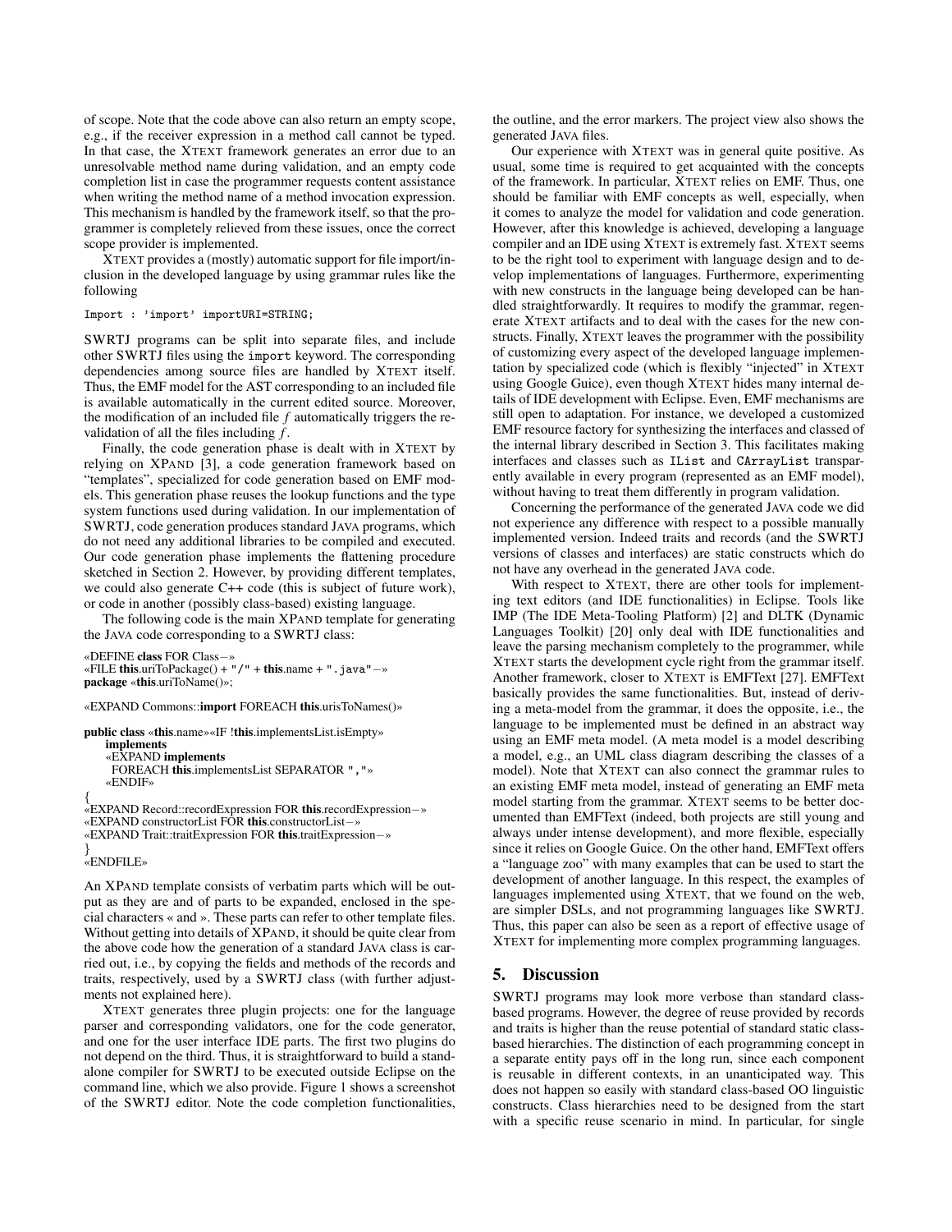of scope. Note that the code above can also return an empty scope, e.g., if the receiver expression in a method call cannot be typed. In that case, the XTEXT framework generates an error due to an unresolvable method name during validation, and an empty code completion list in case the programmer requests content assistance when writing the method name of a method invocation expression. This mechanism is handled by the framework itself, so that the programmer is completely relieved from these issues, once the correct scope provider is implemented.

XTEXT provides a (mostly) automatic support for file import/inclusion in the developed language by using grammar rules like the following

```
Import : 'import' importURI=STRING;
```

SWRTJ programs can be split into separate files, and include other SWRTJ files using the `import` keyword. The corresponding dependencies among source files are handled by XTEXT itself. Thus, the EMF model for the AST corresponding to an included file is available automatically in the current edited source. Moreover, the modification of an included file $f$ automatically triggers the revalidation of all the files including $f$.

Finally, the code generation phase is dealt with in XTEXT by relying on XPAND [3], a code generation framework based on "templates", specialized for code generation based on EMF models. This generation phase reuses the lookup functions and the type system functions used during validation. In our implementation of SWRTJ, code generation produces standard JAVA programs, which do not need any additional libraries to be compiled and executed. Our code generation phase implements the flattening procedure sketched in Section 2. However, by providing different templates, we could also generate C++ code (this is subject of future work), or code in another (possibly class-based) existing language.

The following code is the main XPAND template for generating the JAVA code corresponding to a SWRTJ class:

```
«DEFINE class FOR Class−»
«FILE this.uriToPackage() + "/" + this.name + ".java"−»
package «this.uriToName()»;

«EXPAND Commons::import FOREACH this.urisToNames()»

public class «this.name»«IF !this.implementsList.isEmpty»
    implements
    «EXPAND implements
     FOREACH this.implementsList SEPARATOR ","»
    «ENDIF»
{
«EXPAND Record::recordExpression FOR this.recordExpression−»
«EXPAND constructorList FOR this.constructorList−»
«EXPAND Trait::traitExpression FOR this.traitExpression−»
}
«ENDFILE»
```

An XPAND template consists of verbatim parts which will be output as they are and of parts to be expanded, enclosed in the special characters « and ». These parts can refer to other template files. Without getting into details of XPAND, it should be quite clear from the above code how the generation of a standard JAVA class is carried out, i.e., by copying the fields and methods of the records and traits, respectively, used by a SWRTJ class (with further adjustments not explained here).

XTEXT generates three plugin projects: one for the language parser and corresponding validators, one for the code generator, and one for the user interface IDE parts. The first two plugins do not depend on the third. Thus, it is straightforward to build a standalone compiler for SWRTJ to be executed outside Eclipse on the command line, which we also provide. Figure 1 shows a screenshot of the SWRTJ editor. Note the code completion functionalities, the outline, and the error markers. The project view also shows the generated JAVA files.

Our experience with XTEXT was in general quite positive. As usual, some time is required to get acquainted with the concepts of the framework. In particular, XTEXT relies on EMF. Thus, one should be familiar with EMF concepts as well, especially, when it comes to analyze the model for validation and code generation. However, after this knowledge is achieved, developing a language compiler and an IDE using XTEXT is extremely fast. XTEXT seems to be the right tool to experiment with language design and to develop implementations of languages. Furthermore, experimenting with new constructs in the language being developed can be handled straightforwardly. It requires to modify the grammar, regenerate XTEXT artifacts and to deal with the cases for the new constructs. Finally, XTEXT leaves the programmer with the possibility of customizing every aspect of the developed language implementation by specialized code (which is flexibly "injected" in XTEXT using Google Guice), even though XTEXT hides many internal details of IDE development with Eclipse. Even, EMF mechanisms are still open to adaptation. For instance, we developed a customized EMF resource factory for synthesizing the interfaces and classed of the internal library described in Section 3. This facilitates making interfaces and classes such as `IList` and `CArrayList` transparently available in every program (represented as an EMF model), without having to treat them differently in program validation.

Concerning the performance of the generated JAVA code we did not experience any difference with respect to a possible manually implemented version. Indeed traits and records (and the SWRTJ versions of classes and interfaces) are static constructs which do not have any overhead in the generated JAVA code.

With respect to XTEXT, there are other tools for implementing text editors (and IDE functionalities) in Eclipse. Tools like IMP (The IDE Meta-Tooling Platform) [2] and DLTK (Dynamic Languages Toolkit) [20] only deal with IDE functionalities and leave the parsing mechanism completely to the programmer, while XTEXT starts the development cycle right from the grammar itself. Another framework, closer to XTEXT is EMFText [27]. EMFText basically provides the same functionalities. But, instead of deriving a meta-model from the grammar, it does the opposite, i.e., the language to be implemented must be defined in an abstract way using an EMF meta model. (A meta model is a model describing a model, e.g., an UML class diagram describing the classes of a model). Note that XTEXT can also connect the grammar rules to an existing EMF meta model, instead of generating an EMF meta model starting from the grammar. XTEXT seems to be better documented than EMFText (indeed, both projects are still young and always under intense development), and more flexible, especially since it relies on Google Guice. On the other hand, EMFText offers a "language zoo" with many examples that can be used to start the development of another language. In this respect, the examples of languages implemented using XTEXT, that we found on the web, are simpler DSLs, and not programming languages like SWRTJ. Thus, this paper can also be seen as a report of effective usage of XTEXT for implementing more complex programming languages.

## 5. Discussion

SWRTJ programs may look more verbose than standard class-based programs. However, the degree of reuse provided by records and traits is higher than the reuse potential of standard static class-based hierarchies. The distinction of each programming concept in a separate entity pays off in the long run, since each component is reusable in different contexts, in an unanticipated way. This does not happen so easily with standard class-based OO linguistic constructs. Class hierarchies need to be designed from the start with a specific reuse scenario in mind. In particular, for single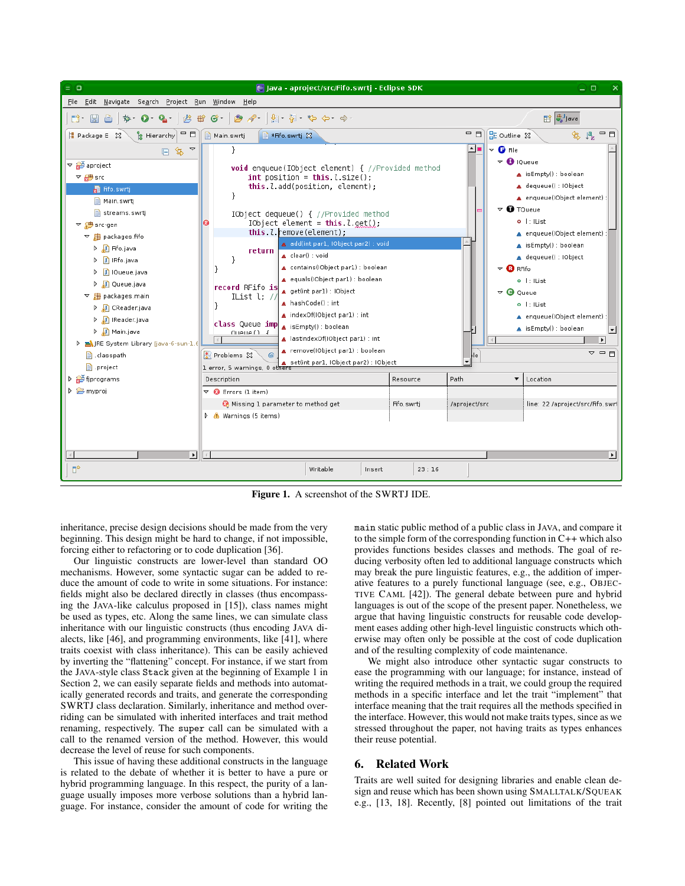Figure 1. A screenshot of the SWRTJ IDE.

inheritance, precise design decisions should be made from the very beginning. This design might be hard to change, if not impossible, forcing either to refactoring or to code duplication [36].

Our linguistic constructs are lower-level than standard OO mechanisms. However, some syntactic sugar can be added to reduce the amount of code to write in some situations. For instance: fields might also be declared directly in classes (thus encompassing the JAVA-like calculus proposed in [15]), class names might be used as types, etc. Along the same lines, we can simulate class inheritance with our linguistic constructs (thus encoding JAVA dialects, like [46], and programming environments, like [41], where traits coexist with class inheritance). This can be easily achieved by inverting the "flattening" concept. For instance, if we start from the JAVA-style class `Stack` given at the beginning of Example 1 in Section 2, we can easily separate fields and methods into automatically generated records and traits, and generate the corresponding SWRTJ class declaration. Similarly, inheritance and method overriding can be simulated with inherited interfaces and trait method renaming, respectively. The `super` call can be simulated with a call to the renamed version of the method. However, this would decrease the level of reuse for such components.

This issue of having these additional constructs in the language is related to the debate of whether it is better to have a pure or hybrid programming language. In this respect, the purity of a language usually imposes more verbose solutions than a hybrid language. For instance, consider the amount of code for writing the `main` static public method of a public class in JAVA, and compare it to the simple form of the corresponding function in C++ which also provides functions besides classes and methods. The goal of reducing verbosity often led to additional language constructs which may break the pure linguistic features, e.g., the addition of imperative features to a purely functional language (see, e.g., OBJECTIVE CAML [42]). The general debate between pure and hybrid languages is out of the scope of the present paper. Nonetheless, we argue that having linguistic constructs for reusable code development eases adding other high-level linguistic constructs which otherwise may often only be possible at the cost of code duplication and of the resulting complexity of code maintenance.

We might also introduce other syntactic sugar constructs to ease the programming with our language; for instance, instead of writing the required methods in a trait, we could group the required methods in a specific interface and let the trait "implement" that interface meaning that the trait requires all the methods specified in the interface. However, this would not make traits types, since as we stressed throughout the paper, not having traits as types enhances their reuse potential.

## 6. Related Work

Traits are well suited for designing libraries and enable clean design and reuse which has been shown using SMALLTALK/SQUEAK e.g., [13, 18]. Recently, [8] pointed out limitations of the trait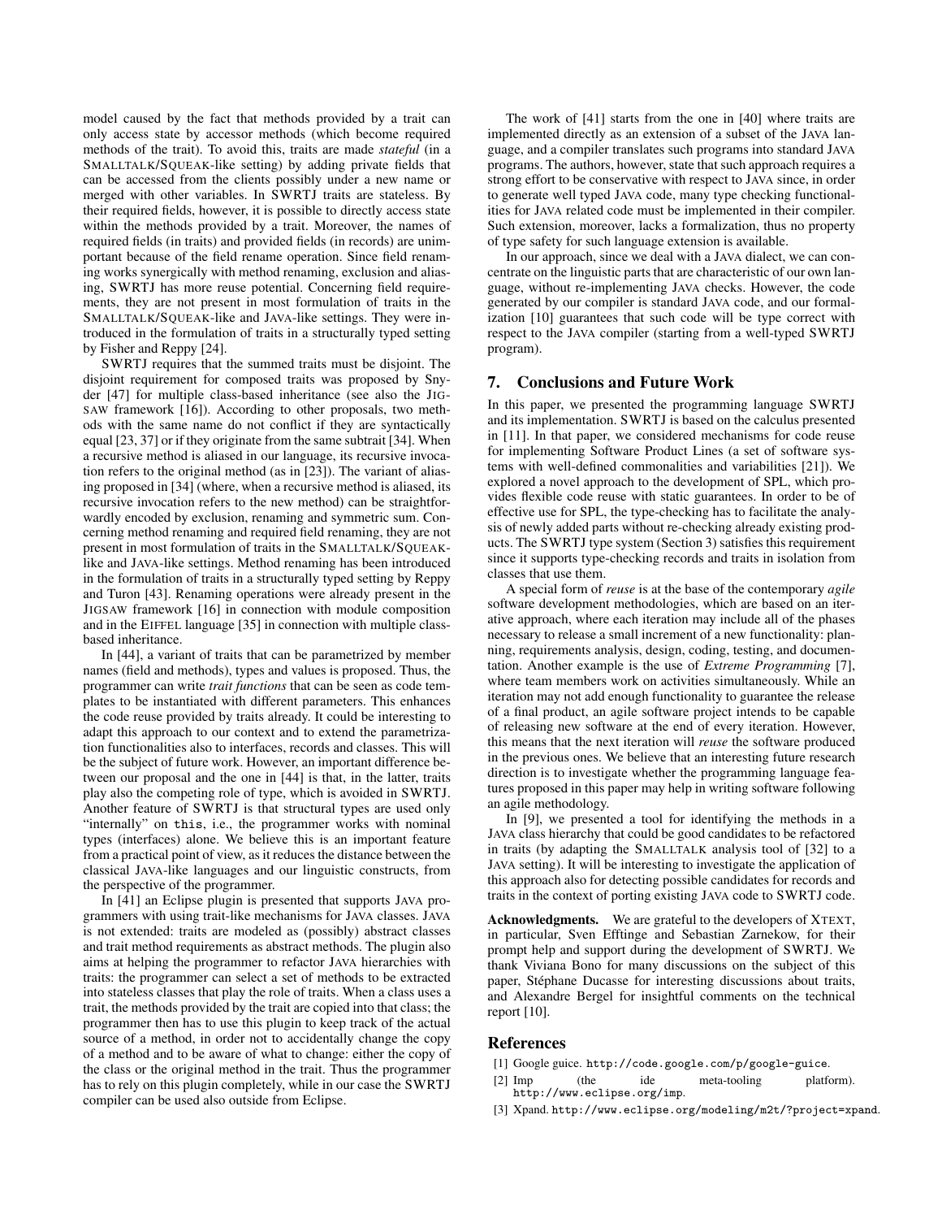model caused by the fact that methods provided by a trait can only access state by accessor methods (which become required methods of the trait). To avoid this, traits are made *stateful* (in a SMALLTALK/SQUEAK-like setting) by adding private fields that can be accessed from the clients possibly under a new name or merged with other variables. In SWRTJ traits are stateless. By their required fields, however, it is possible to directly access state within the methods provided by a trait. Moreover, the names of required fields (in traits) and provided fields (in records) are unimportant because of the field rename operation. Since field renaming works synergically with method renaming, exclusion and aliasing, SWRTJ has more reuse potential. Concerning field requirements, they are not present in most formulation of traits in the SMALLTALK/SQUEAK-like and JAVA-like settings. They were introduced in the formulation of traits in a structurally typed setting by Fisher and Reppy [24].

SWRTJ requires that the summed traits must be disjoint. The disjoint requirement for composed traits was proposed by Snyder [47] for multiple class-based inheritance (see also the JIGSAW framework [16]). According to other proposals, two methods with the same name do not conflict if they are syntactically equal [23, 37] or if they originate from the same subtrait [34]. When a recursive method is aliased in our language, its recursive invocation refers to the original method (as in [23]). The variant of aliasing proposed in [34] (where, when a recursive method is aliased, its recursive invocation refers to the new method) can be straightforwardly encoded by exclusion, renaming and symmetric sum. Concerning method renaming and required field renaming, they are not present in most formulation of traits in the SMALLTALK/SQUEAK-like and JAVA-like settings. Method renaming has been introduced in the formulation of traits in a structurally typed setting by Reppy and Turon [43]. Renaming operations were already present in the JIGSAW framework [16] in connection with module composition and in the EIFFEL language [35] in connection with multiple class-based inheritance.

In [44], a variant of traits that can be parametrized by member names (field and methods), types and values is proposed. Thus, the programmer can write *trait functions* that can be seen as code templates to be instantiated with different parameters. This enhances the code reuse provided by traits already. It could be interesting to adapt this approach to our context and to extend the parametrization functionalities also to interfaces, records and classes. This will be the subject of future work. However, an important difference between our proposal and the one in [44] is that, in the latter, traits play also the competing role of type, which is avoided in SWRTJ. Another feature of SWRTJ is that structural types are used only "internally" on `this`, i.e., the programmer works with nominal types (interfaces) alone. We believe this is an important feature from a practical point of view, as it reduces the distance between the classical JAVA-like languages and our linguistic constructs, from the perspective of the programmer.

In [41] an Eclipse plugin is presented that supports JAVA programmers with using trait-like mechanisms for JAVA classes. JAVA is not extended: traits are modeled as (possibly) abstract classes and trait method requirements as abstract methods. The plugin also aims at helping the programmer to refactor JAVA hierarchies with traits: the programmer can select a set of methods to be extracted into stateless classes that play the role of traits. When a class uses a trait, the methods provided by the trait are copied into that class; the programmer then has to use this plugin to keep track of the actual source of a method, in order not to accidentally change the copy of a method and to be aware of what to change: either the copy of the class or the original method in the trait. Thus the programmer has to rely on this plugin completely, while in our case the SWRTJ compiler can be used also outside from Eclipse.

The work of [41] starts from the one in [40] where traits are implemented directly as an extension of a subset of the JAVA language, and a compiler translates such programs into standard JAVA programs. The authors, however, state that such approach requires a strong effort to be conservative with respect to JAVA since, in order to generate well typed JAVA code, many type checking functionalities for JAVA related code must be implemented in their compiler. Such extension, moreover, lacks a formalization, thus no property of type safety for such language extension is available.

In our approach, since we deal with a JAVA dialect, we can concentrate on the linguistic parts that are characteristic of our own language, without re-implementing JAVA checks. However, the code generated by our compiler is standard JAVA code, and our formalization [10] guarantees that such code will be type correct with respect to the JAVA compiler (starting from a well-typed SWRTJ program).

## 7. Conclusions and Future Work

In this paper, we presented the programming language SWRTJ and its implementation. SWRTJ is based on the calculus presented in [11]. In that paper, we considered mechanisms for code reuse for implementing Software Product Lines (a set of software systems with well-defined commonalities and variabilities [21]). We explored a novel approach to the development of SPL, which provides flexible code reuse with static guarantees. In order to be of effective use for SPL, the type-checking has to facilitate the analysis of newly added parts without re-checking already existing products. The SWRTJ type system (Section 3) satisfies this requirement since it supports type-checking records and traits in isolation from classes that use them.

A special form of *reuse* is at the base of the contemporary *agile* software development methodologies, which are based on an iterative approach, where each iteration may include all of the phases necessary to release a small increment of a new functionality: planning, requirements analysis, design, coding, testing, and documentation. Another example is the use of *Extreme Programming* [7], where team members work on activities simultaneously. While an iteration may not add enough functionality to guarantee the release of a final product, an agile software project intends to be capable of releasing new software at the end of every iteration. However, this means that the next iteration will *reuse* the software produced in the previous ones. We believe that an interesting future research direction is to investigate whether the programming language features proposed in this paper may help in writing software following an agile methodology.

In [9], we presented a tool for identifying the methods in a JAVA class hierarchy that could be good candidates to be refactored in traits (by adapting the SMALLTALK analysis tool of [32] to a JAVA setting). It will be interesting to investigate the application of this approach also for detecting possible candidates for records and traits in the context of porting existing JAVA code to SWRTJ code.

**Acknowledgments.** We are grateful to the developers of XTEXT, in particular, Sven Efftinge and Sebastian Zarnekow, for their prompt help and support during the development of SWRTJ. We thank Viviana Bono for many discussions on the subject of this paper, Stéphane Ducasse for interesting discussions about traits, and Alexandre Bergel for insightful comments on the technical report [10].

## References

[1] Google guice. http://code.google.com/p/google-guice.

[2] Imp (the ide meta-tooling platform). http://www.eclipse.org/imp.

[3] Xpand. http://www.eclipse.org/modeling/m2t/?project=xpand.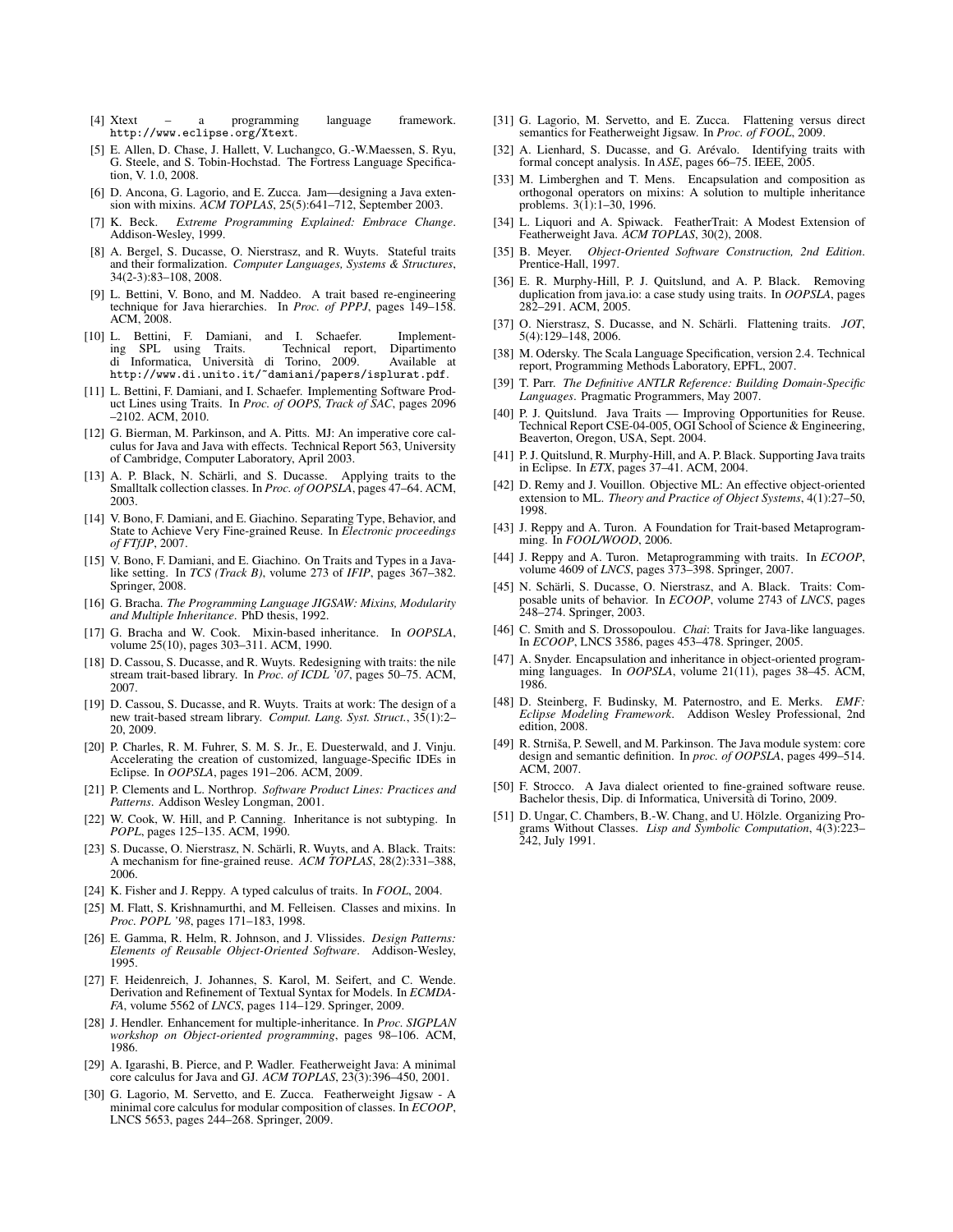[4] Xtext – a programming language framework. http://www.eclipse.org/Xtext.

[5] E. Allen, D. Chase, J. Hallett, V. Luchangco, G.-W.Maessen, S. Ryu, G. Steele, and S. Tobin-Hochstad. The Fortress Language Specification, V. 1.0, 2008.

[6] D. Ancona, G. Lagorio, and E. Zucca. Jam—designing a Java extension with mixins. *ACM TOPLAS*, 25(5):641–712, September 2003.

[7] K. Beck. *Extreme Programming Explained: Embrace Change*. Addison-Wesley, 1999.

[8] A. Bergel, S. Ducasse, O. Nierstrasz, and R. Wuyts. Stateful traits and their formalization. *Computer Languages, Systems & Structures*, 34(2-3):83–108, 2008.

[9] L. Bettini, V. Bono, and M. Naddeo. A trait based re-engineering technique for Java hierarchies. In *Proc. of PPPJ*, pages 149–158. ACM, 2008.

[10] L. Bettini, F. Damiani, and I. Schaefer. Implementing SPL using Traits. Technical report, Dipartimento di Informatica, Università di Torino, 2009. Available at http://www.di.unito.it/~damiani/papers/isplurat.pdf.

[11] L. Bettini, F. Damiani, and I. Schaefer. Implementing Software Product Lines using Traits. In *Proc. of OOPS, Track of SAC*, pages 2096 –2102. ACM, 2010.

[12] G. Bierman, M. Parkinson, and A. Pitts. MJ: An imperative core calculus for Java and Java with effects. Technical Report 563, University of Cambridge, Computer Laboratory, April 2003.

[13] A. P. Black, N. Schärli, and S. Ducasse. Applying traits to the Smalltalk collection classes. In *Proc. of OOPSLA*, pages 47–64. ACM, 2003.

[14] V. Bono, F. Damiani, and E. Giachino. Separating Type, Behavior, and State to Achieve Very Fine-grained Reuse. In *Electronic proceedings of FTfJP*, 2007.

[15] V. Bono, F. Damiani, and E. Giachino. On Traits and Types in a Java-like setting. In *TCS (Track B)*, volume 273 of *IFIP*, pages 367–382. Springer, 2008.

[16] G. Bracha. *The Programming Language JIGSAW: Mixins, Modularity and Multiple Inheritance*. PhD thesis, 1992.

[17] G. Bracha and W. Cook. Mixin-based inheritance. In *OOPSLA*, volume 25(10), pages 303–311. ACM, 1990.

[18] D. Cassou, S. Ducasse, and R. Wuyts. Redesigning with traits: the nile stream trait-based library. In *Proc. of ICDL '07*, pages 50–75. ACM, 2007.

[19] D. Cassou, S. Ducasse, and R. Wuyts. Traits at work: The design of a new trait-based stream library. *Comput. Lang. Syst. Struct.*, 35(1):2–20, 2009.

[20] P. Charles, R. M. Fuhrer, S. M. S. Jr., E. Duesterwald, and J. Vinju. Accelerating the creation of customized, language-Specific IDEs in Eclipse. In *OOPSLA*, pages 191–206. ACM, 2009.

[21] P. Clements and L. Northrop. *Software Product Lines: Practices and Patterns*. Addison Wesley Longman, 2001.

[22] W. Cook, W. Hill, and P. Canning. Inheritance is not subtyping. In *POPL*, pages 125–135. ACM, 1990.

[23] S. Ducasse, O. Nierstrasz, N. Schärli, R. Wuyts, and A. Black. Traits: A mechanism for fine-grained reuse. *ACM TOPLAS*, 28(2):331–388, 2006.

[24] K. Fisher and J. Reppy. A typed calculus of traits. In *FOOL*, 2004.

[25] M. Flatt, S. Krishnamurthi, and M. Felleisen. Classes and mixins. In *Proc. POPL '98*, pages 171–183, 1998.

[26] E. Gamma, R. Helm, R. Johnson, and J. Vlissides. *Design Patterns: Elements of Reusable Object-Oriented Software*. Addison-Wesley, 1995.

[27] F. Heidenreich, J. Johannes, S. Karol, M. Seifert, and C. Wende. Derivation and Refinement of Textual Syntax for Models. In *ECMDA-FA*, volume 5562 of *LNCS*, pages 114–129. Springer, 2009.

[28] J. Hendler. Enhancement for multiple-inheritance. In *Proc. SIGPLAN workshop on Object-oriented programming*, pages 98–106. ACM, 1986.

[29] A. Igarashi, B. Pierce, and P. Wadler. Featherweight Java: A minimal core calculus for Java and GJ. *ACM TOPLAS*, 23(3):396–450, 2001.

[30] G. Lagorio, M. Servetto, and E. Zucca. Featherweight Jigsaw - A minimal core calculus for modular composition of classes. In *ECOOP*, LNCS 5653, pages 244–268. Springer, 2009.

[31] G. Lagorio, M. Servetto, and E. Zucca. Flattening versus direct semantics for Featherweight Jigsaw. In *Proc. of FOOL*, 2009.

[32] A. Lienhard, S. Ducasse, and G. Arévalo. Identifying traits with formal concept analysis. In *ASE*, pages 66–75. IEEE, 2005.

[33] M. Limberghen and T. Mens. Encapsulation and composition as orthogonal operators on mixins: A solution to multiple inheritance problems. 3(1):1–30, 1996.

[34] L. Liquori and A. Spiwack. FeatherTrait: A Modest Extension of Featherweight Java. *ACM TOPLAS*, 30(2), 2008.

[35] B. Meyer. *Object-Oriented Software Construction, 2nd Edition*. Prentice-Hall, 1997.

[36] E. R. Murphy-Hill, P. J. Quitslund, and A. P. Black. Removing duplication from java.io: a case study using traits. In *OOPSLA*, pages 282–291. ACM, 2005.

[37] O. Nierstrasz, S. Ducasse, and N. Schärli. Flattening traits. *JOT*, 5(4):129–148, 2006.

[38] M. Odersky. The Scala Language Specification, version 2.4. Technical report, Programming Methods Laboratory, EPFL, 2007.

[39] T. Parr. *The Definitive ANTLR Reference: Building Domain-Specific Languages*. Pragmatic Programmers, May 2007.

[40] P. J. Quitslund. Java Traits — Improving Opportunities for Reuse. Technical Report CSE-04-005, OGI School of Science & Engineering, Beaverton, Oregon, USA, Sept. 2004.

[41] P. J. Quitslund, R. Murphy-Hill, and A. P. Black. Supporting Java traits in Eclipse. In *ETX*, pages 37–41. ACM, 2004.

[42] D. Remy and J. Vouillon. Objective ML: An effective object-oriented extension to ML. *Theory and Practice of Object Systems*, 4(1):27–50, 1998.

[43] J. Reppy and A. Turon. A Foundation for Trait-based Metaprogramming. In *FOOL/WOOD*, 2006.

[44] J. Reppy and A. Turon. Metaprogramming with traits. In *ECOOP*, volume 4609 of *LNCS*, pages 373–398. Springer, 2007.

[45] N. Schärli, S. Ducasse, O. Nierstrasz, and A. Black. Traits: Composable units of behavior. In *ECOOP*, volume 2743 of *LNCS*, pages 248–274. Springer, 2003.

[46] C. Smith and S. Drossopoulou. *Chai*: Traits for Java-like languages. In *ECOOP*, LNCS 3586, pages 453–478. Springer, 2005.

[47] A. Snyder. Encapsulation and inheritance in object-oriented programming languages. In *OOPSLA*, volume 21(11), pages 38–45. ACM, 1986.

[48] D. Steinberg, F. Budinsky, M. Paternostro, and E. Merks. *EMF: Eclipse Modeling Framework*. Addison Wesley Professional, 2nd edition, 2008.

[49] R. Strniša, P. Sewell, and M. Parkinson. The Java module system: core design and semantic definition. In *proc. of OOPSLA*, pages 499–514. ACM, 2007.

[50] F. Strocco. A Java dialect oriented to fine-grained software reuse. Bachelor thesis, Dip. di Informatica, Università di Torino, 2009.

[51] D. Ungar, C. Chambers, B.-W. Chang, and U. Hölzle. Organizing Programs Without Classes. *Lisp and Symbolic Computation*, 4(3):223–242, July 1991.